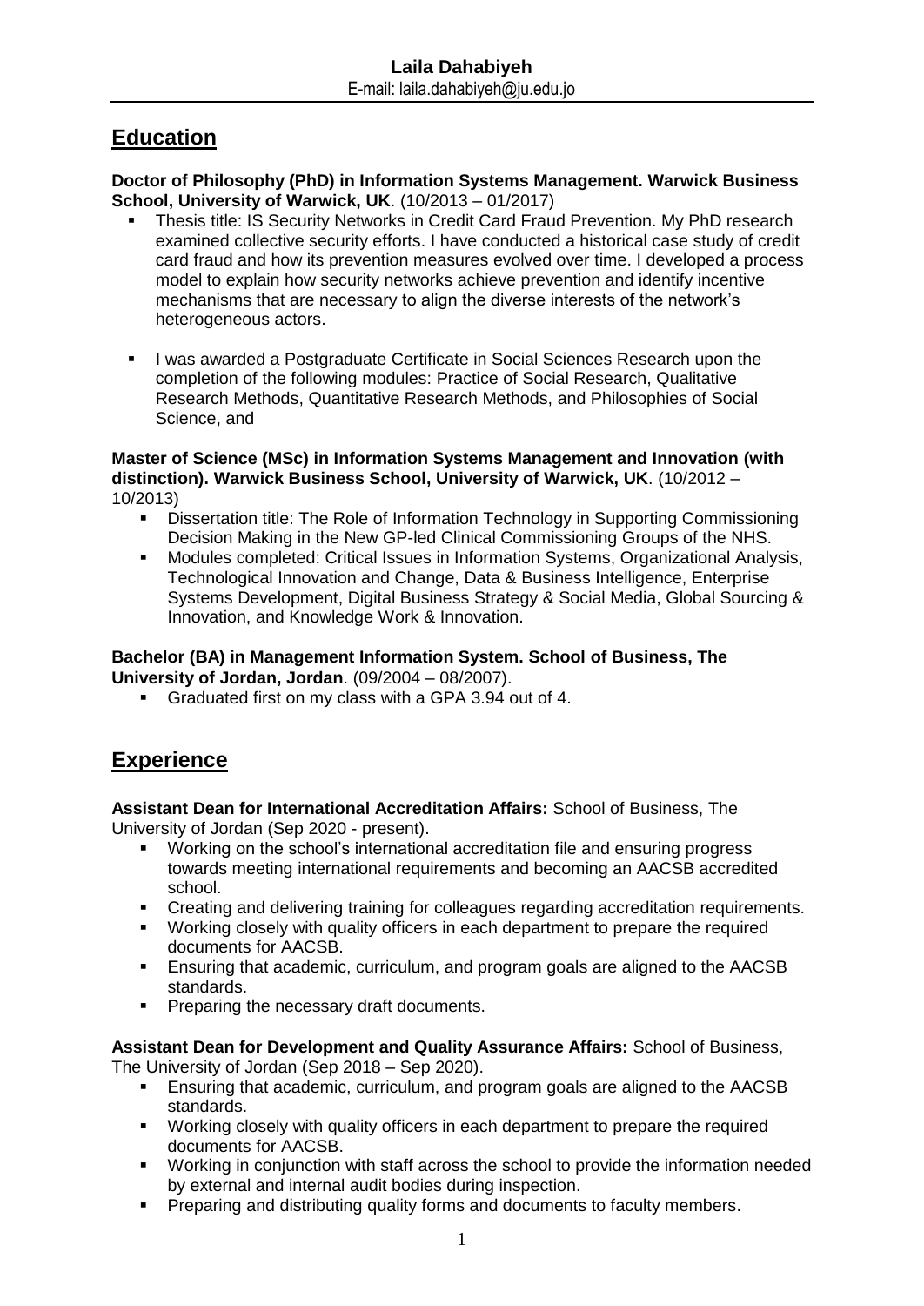**Laila Dahabiyeh**
E-mail: laila.dahabiyeh@ju.edu.jo

## Education

**Doctor of Philosophy (PhD) in Information Systems Management. Warwick Business School, University of Warwick, UK**. (10/2013 – 01/2017)

- Thesis title: IS Security Networks in Credit Card Fraud Prevention. My PhD research examined collective security efforts. I have conducted a historical case study of credit card fraud and how its prevention measures evolved over time. I developed a process model to explain how security networks achieve prevention and identify incentive mechanisms that are necessary to align the diverse interests of the network's heterogeneous actors.
- I was awarded a Postgraduate Certificate in Social Sciences Research upon the completion of the following modules: Practice of Social Research, Qualitative Research Methods, Quantitative Research Methods, and Philosophies of Social Science, and

**Master of Science (MSc) in Information Systems Management and Innovation (with distinction). Warwick Business School, University of Warwick, UK**. (10/2012 – 10/2013)

- Dissertation title: The Role of Information Technology in Supporting Commissioning Decision Making in the New GP-led Clinical Commissioning Groups of the NHS.
- Modules completed: Critical Issues in Information Systems, Organizational Analysis, Technological Innovation and Change, Data & Business Intelligence, Enterprise Systems Development, Digital Business Strategy & Social Media, Global Sourcing & Innovation, and Knowledge Work & Innovation.

**Bachelor (BA) in Management Information System. School of Business, The University of Jordan, Jordan**. (09/2004 – 08/2007).

- Graduated first on my class with a GPA 3.94 out of 4.

## Experience

**Assistant Dean for International Accreditation Affairs:** School of Business, The University of Jordan (Sep 2020 - present).

- Working on the school's international accreditation file and ensuring progress towards meeting international requirements and becoming an AACSB accredited school.
- Creating and delivering training for colleagues regarding accreditation requirements.
- Working closely with quality officers in each department to prepare the required documents for AACSB.
- Ensuring that academic, curriculum, and program goals are aligned to the AACSB standards.
- Preparing the necessary draft documents.

**Assistant Dean for Development and Quality Assurance Affairs:** School of Business, The University of Jordan (Sep 2018 – Sep 2020).

- Ensuring that academic, curriculum, and program goals are aligned to the AACSB standards.
- Working closely with quality officers in each department to prepare the required documents for AACSB.
- Working in conjunction with staff across the school to provide the information needed by external and internal audit bodies during inspection.
- Preparing and distributing quality forms and documents to faculty members.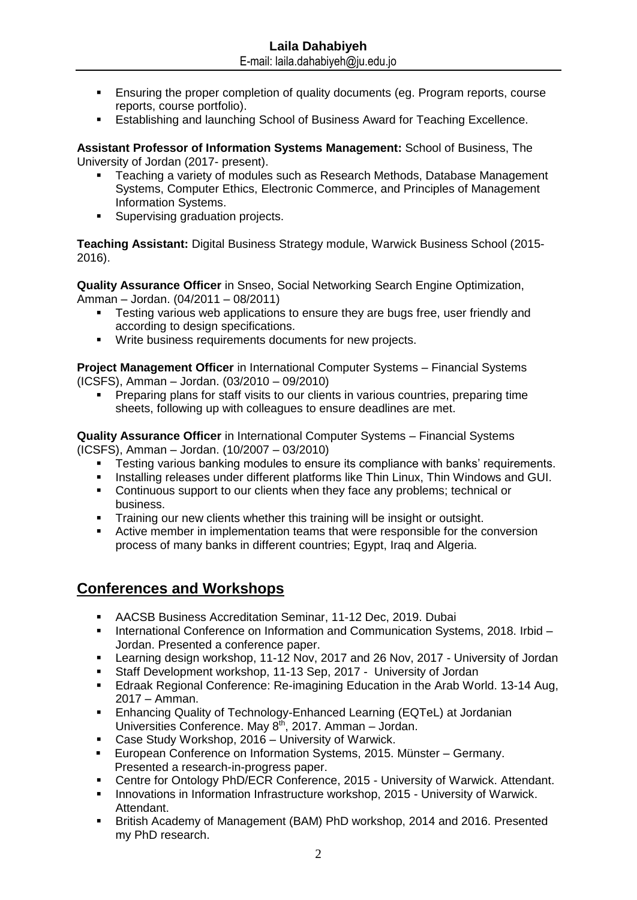- Ensuring the proper completion of quality documents (eg. Program reports, course reports, course portfolio).
- Establishing and launching School of Business Award for Teaching Excellence.

**Assistant Professor of Information Systems Management:** School of Business, The University of Jordan (2017- present).

- Teaching a variety of modules such as Research Methods, Database Management Systems, Computer Ethics, Electronic Commerce, and Principles of Management Information Systems.
- Supervising graduation projects.

**Teaching Assistant:** Digital Business Strategy module, Warwick Business School (2015-2016).

**Quality Assurance Officer** in Snseo, Social Networking Search Engine Optimization, Amman – Jordan. (04/2011 – 08/2011)

- Testing various web applications to ensure they are bugs free, user friendly and according to design specifications.
- Write business requirements documents for new projects.

**Project Management Officer** in International Computer Systems – Financial Systems (ICSFS), Amman – Jordan. (03/2010 – 09/2010)

- Preparing plans for staff visits to our clients in various countries, preparing time sheets, following up with colleagues to ensure deadlines are met.

**Quality Assurance Officer** in International Computer Systems – Financial Systems (ICSFS), Amman – Jordan. (10/2007 – 03/2010)

- Testing various banking modules to ensure its compliance with banks' requirements.
- Installing releases under different platforms like Thin Linux, Thin Windows and GUI.
- Continuous support to our clients when they face any problems; technical or business.
- Training our new clients whether this training will be insight or outsight.
- Active member in implementation teams that were responsible for the conversion process of many banks in different countries; Egypt, Iraq and Algeria.

## Conferences and Workshops

- AACSB Business Accreditation Seminar, 11-12 Dec, 2019. Dubai
- International Conference on Information and Communication Systems, 2018. Irbid – Jordan. Presented a conference paper.
- Learning design workshop, 11-12 Nov, 2017 and 26 Nov, 2017 - University of Jordan
- Staff Development workshop, 11-13 Sep, 2017 - University of Jordan
- Edraak Regional Conference: Re-imagining Education in the Arab World. 13-14 Aug, 2017 – Amman.
- Enhancing Quality of Technology-Enhanced Learning (EQTeL) at Jordanian Universities Conference. May 8th, 2017. Amman – Jordan.
- Case Study Workshop, 2016 – University of Warwick.
- European Conference on Information Systems, 2015. Münster – Germany. Presented a research-in-progress paper.
- Centre for Ontology PhD/ECR Conference, 2015 - University of Warwick. Attendant.
- Innovations in Information Infrastructure workshop, 2015 - University of Warwick. Attendant.
- British Academy of Management (BAM) PhD workshop, 2014 and 2016. Presented my PhD research.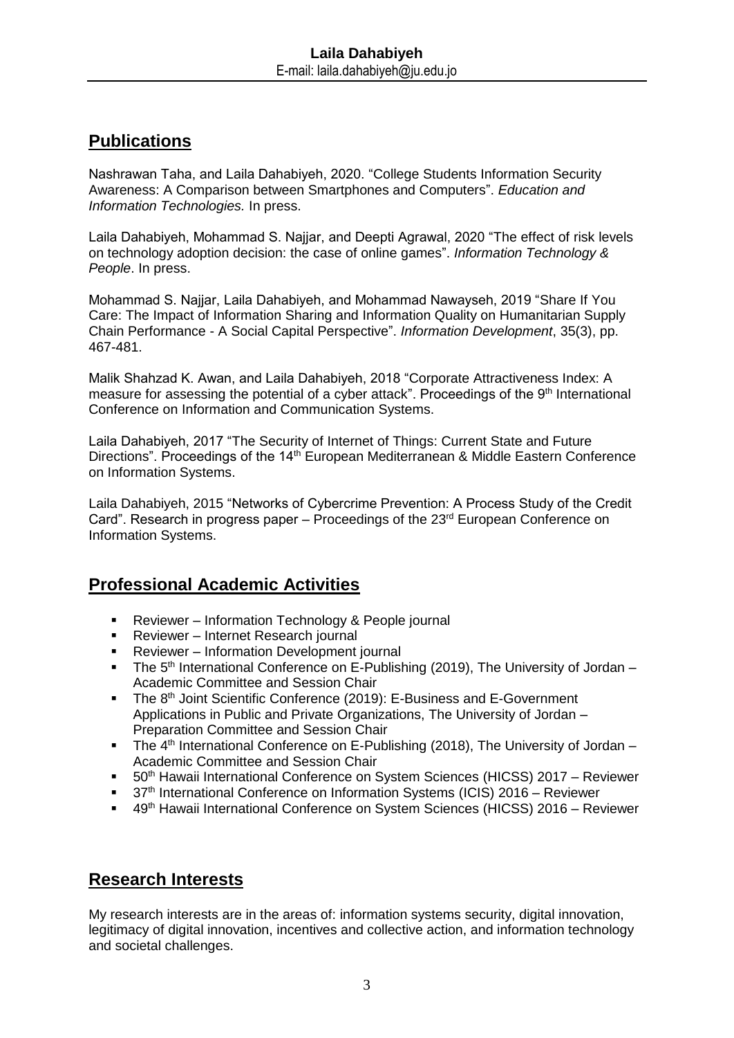## Publications

Nashrawan Taha, and Laila Dahabiyeh, 2020. "College Students Information Security Awareness: A Comparison between Smartphones and Computers". *Education and Information Technologies.* In press.

Laila Dahabiyeh, Mohammad S. Najjar, and Deepti Agrawal, 2020 "The effect of risk levels on technology adoption decision: the case of online games". *Information Technology & People*. In press.

Mohammad S. Najjar, Laila Dahabiyeh, and Mohammad Nawayseh, 2019 "Share If You Care: The Impact of Information Sharing and Information Quality on Humanitarian Supply Chain Performance - A Social Capital Perspective". *Information Development*, 35(3), pp. 467-481.

Malik Shahzad K. Awan, and Laila Dahabiyeh, 2018 "Corporate Attractiveness Index: A measure for assessing the potential of a cyber attack". Proceedings of the 9th International Conference on Information and Communication Systems.

Laila Dahabiyeh, 2017 "The Security of Internet of Things: Current State and Future Directions". Proceedings of the 14th European Mediterranean & Middle Eastern Conference on Information Systems.

Laila Dahabiyeh, 2015 "Networks of Cybercrime Prevention: A Process Study of the Credit Card". Research in progress paper – Proceedings of the 23rd European Conference on Information Systems.

## Professional Academic Activities

- Reviewer – Information Technology & People journal
- Reviewer – Internet Research journal
- Reviewer – Information Development journal
- The 5th International Conference on E-Publishing (2019), The University of Jordan – Academic Committee and Session Chair
- The 8th Joint Scientific Conference (2019): E-Business and E-Government Applications in Public and Private Organizations, The University of Jordan – Preparation Committee and Session Chair
- The 4th International Conference on E-Publishing (2018), The University of Jordan – Academic Committee and Session Chair
- 50th Hawaii International Conference on System Sciences (HICSS) 2017 – Reviewer
- 37th International Conference on Information Systems (ICIS) 2016 – Reviewer
- 49th Hawaii International Conference on System Sciences (HICSS) 2016 – Reviewer

## Research Interests

My research interests are in the areas of: information systems security, digital innovation, legitimacy of digital innovation, incentives and collective action, and information technology and societal challenges.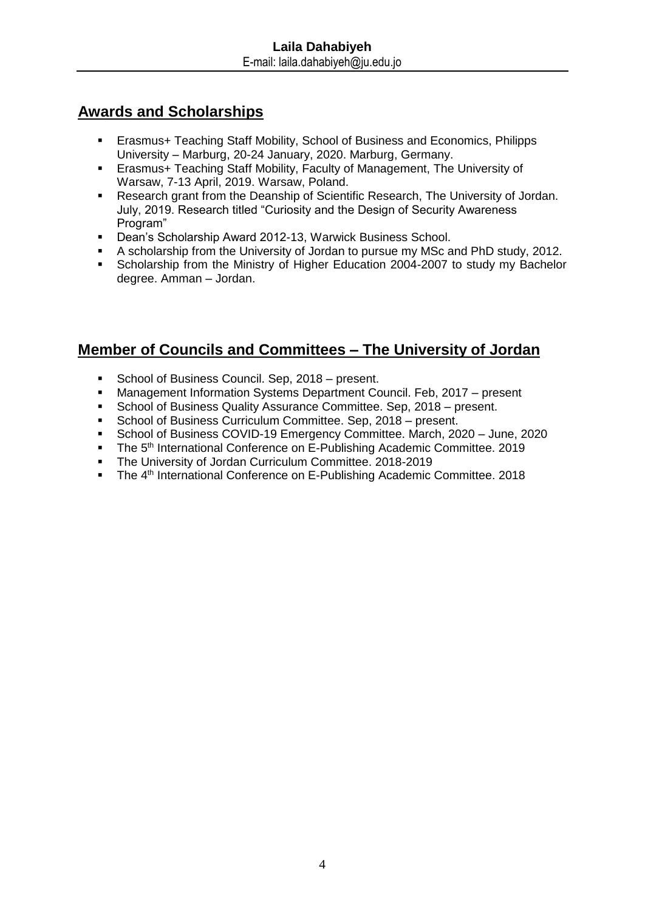## Awards and Scholarships

- Erasmus+ Teaching Staff Mobility, School of Business and Economics, Philipps University – Marburg, 20-24 January, 2020. Marburg, Germany.
- Erasmus+ Teaching Staff Mobility, Faculty of Management, The University of Warsaw, 7-13 April, 2019. Warsaw, Poland.
- Research grant from the Deanship of Scientific Research, The University of Jordan. July, 2019. Research titled "Curiosity and the Design of Security Awareness Program"
- Dean's Scholarship Award 2012-13, Warwick Business School.
- A scholarship from the University of Jordan to pursue my MSc and PhD study, 2012.
- Scholarship from the Ministry of Higher Education 2004-2007 to study my Bachelor degree. Amman – Jordan.

## Member of Councils and Committees – The University of Jordan

- School of Business Council. Sep, 2018 – present.
- Management Information Systems Department Council. Feb, 2017 – present
- School of Business Quality Assurance Committee. Sep, 2018 – present.
- School of Business Curriculum Committee. Sep, 2018 – present.
- School of Business COVID-19 Emergency Committee. March, 2020 – June, 2020
- The 5th International Conference on E-Publishing Academic Committee. 2019
- The University of Jordan Curriculum Committee. 2018-2019
- The 4th International Conference on E-Publishing Academic Committee. 2018